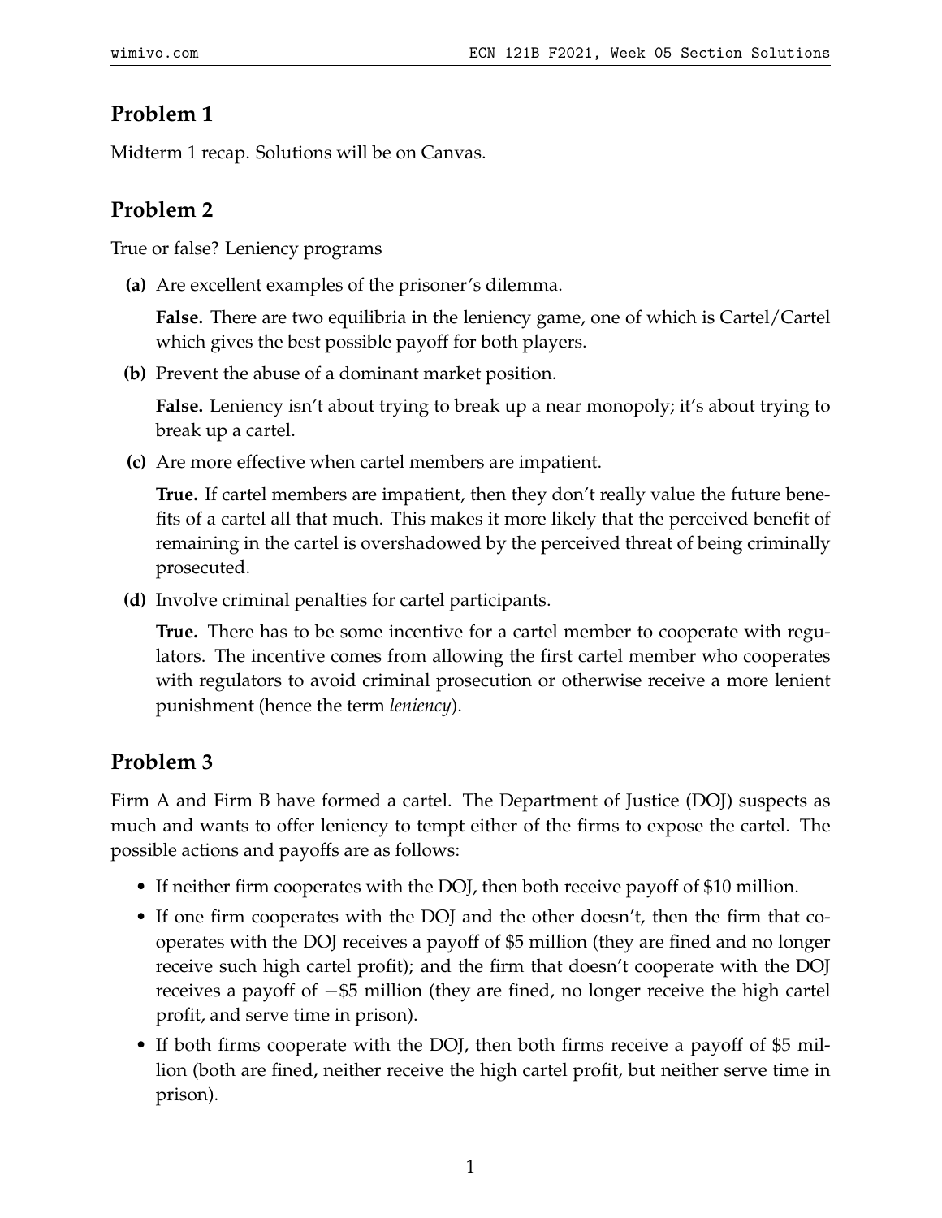## Problem 1

Midterm 1 recap. Solutions will be on Canvas.

## Problem 2

True or false? Leniency programs

**(a)** Are excellent examples of the prisoner's dilemma.

**False.** There are two equilibria in the leniency game, one of which is Cartel/Cartel which gives the best possible payoff for both players.

**(b)** Prevent the abuse of a dominant market position.

**False.** Leniency isn't about trying to break up a near monopoly; it's about trying to break up a cartel.

**(c)** Are more effective when cartel members are impatient.

**True.** If cartel members are impatient, then they don't really value the future benefits of a cartel all that much. This makes it more likely that the perceived benefit of remaining in the cartel is overshadowed by the perceived threat of being criminally prosecuted.

**(d)** Involve criminal penalties for cartel participants.

**True.** There has to be some incentive for a cartel member to cooperate with regulators. The incentive comes from allowing the first cartel member who cooperates with regulators to avoid criminal prosecution or otherwise receive a more lenient punishment (hence the term *leniency*).

## Problem 3

Firm A and Firm B have formed a cartel. The Department of Justice (DOJ) suspects as much and wants to offer leniency to tempt either of the firms to expose the cartel. The possible actions and payoffs are as follows:

- If neither firm cooperates with the DOJ, then both receive payoff of \$10 million.
- If one firm cooperates with the DOJ and the other doesn't, then the firm that cooperates with the DOJ receives a payoff of \$5 million (they are fined and no longer receive such high cartel profit); and the firm that doesn't cooperate with the DOJ receives a payoff of −\$5 million (they are fined, no longer receive the high cartel profit, and serve time in prison).
- If both firms cooperate with the DOJ, then both firms receive a payoff of \$5 million (both are fined, neither receive the high cartel profit, but neither serve time in prison).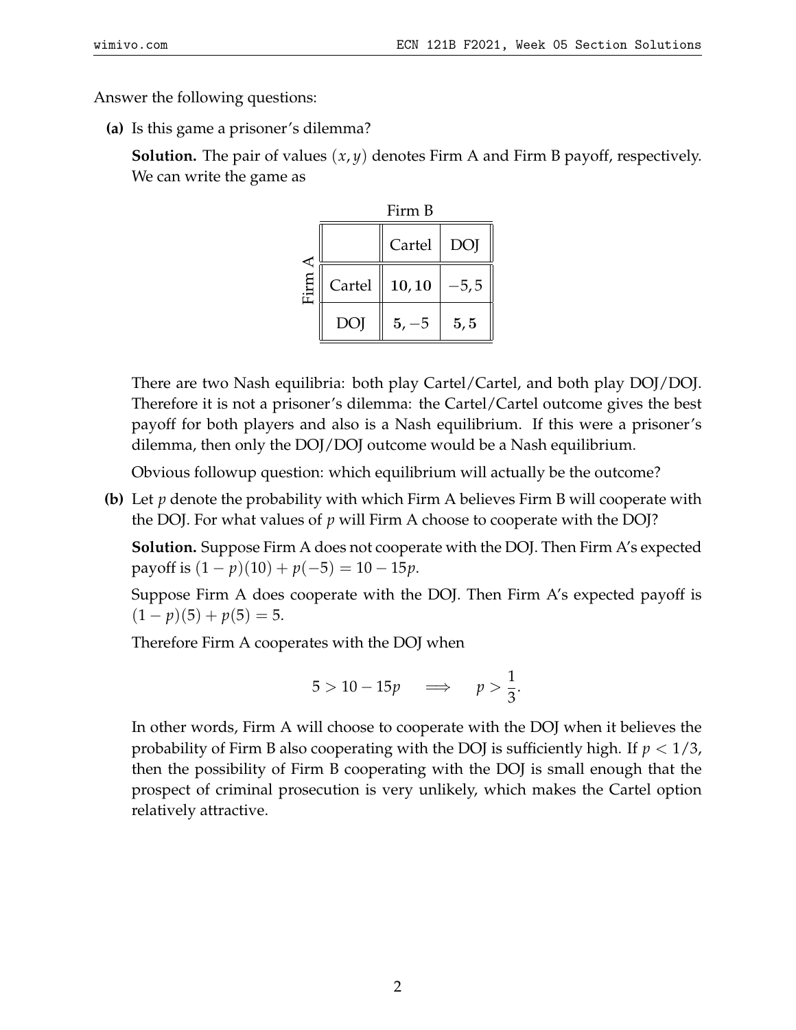Answer the following questions:

**(a)** Is this game a prisoner's dilemma?

**Solution.** The pair of values $(x, y)$ denotes Firm A and Firm B payoff, respectively. We can write the game as

| Firm A \ Firm B | Cartel | DOJ |
|---|---|---|
| Cartel | **10, 10** | $-5, 5$ |
| DOJ | **5, −5** | **5, 5** |

There are two Nash equilibria: both play Cartel/Cartel, and both play DOJ/DOJ. Therefore it is not a prisoner's dilemma: the Cartel/Cartel outcome gives the best payoff for both players and also is a Nash equilibrium. If this were a prisoner's dilemma, then only the DOJ/DOJ outcome would be a Nash equilibrium.

Obvious followup question: which equilibrium will actually be the outcome?

**(b)** Let $p$ denote the probability with which Firm A believes Firm B will cooperate with the DOJ. For what values of $p$ will Firm A choose to cooperate with the DOJ?

**Solution.** Suppose Firm A does not cooperate with the DOJ. Then Firm A's expected payoff is $(1-p)(10) + p(-5) = 10 - 15p$.

Suppose Firm A does cooperate with the DOJ. Then Firm A's expected payoff is $(1-p)(5) + p(5) = 5$.

Therefore Firm A cooperates with the DOJ when

$$5 > 10 - 15p \quad \Longrightarrow \quad p > \frac{1}{3}.$$

In other words, Firm A will choose to cooperate with the DOJ when it believes the probability of Firm B also cooperating with the DOJ is sufficiently high. If $p < 1/3$, then the possibility of Firm B cooperating with the DOJ is small enough that the prospect of criminal prosecution is very unlikely, which makes the Cartel option relatively attractive.